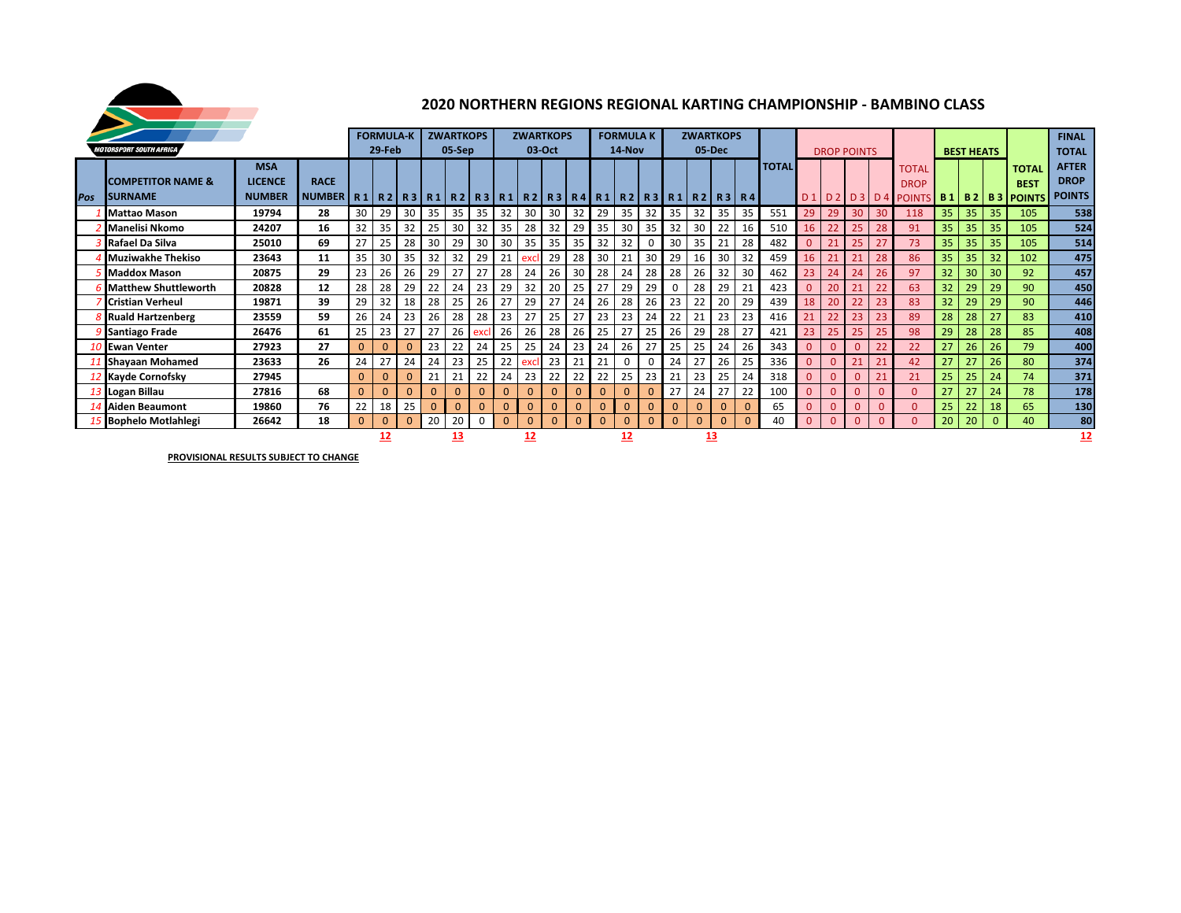# 2020 NORTHERN REGIONS REGIONAL KARTING CHAMPIONSHIP - BAMBINO CLASS

| Pos | COMPETITOR NAME & SURNAME | MSA LICENCE NUMBER | RACE NUMBER | FORMULA-K 29-Feb | | | ZWARTKOPS 05-Sep | | | ZWARTKOPS 03-Oct | | | | FORMULA K 14-Nov | | | ZWARTKOPS 05-Dec | | | | TOTAL | DROP POINTS | | | | TOTAL DROP POINTS | BEST HEATS | | | TOTAL BEST POINTS | FINAL TOTAL AFTER DROP POINTS |
|---|---|---|---|---|---|---|---|---|---|---|---|---|---|---|---|---|---|---|---|---|---|---|---|---|---|---|---|---|---|---|---|
| | | | | R 1 | R 2 | R 3 | R 1 | R 2 | R 3 | R 1 | R 2 | R 3 | R 4 | R 1 | R 2 | R 3 | R 1 | R 2 | R 3 | R 4 | | D 1 | D 2 | D 3 | D 4 | | B 1 | B 2 | B 3 | | |
| 1 | Mattao Mason | 19794 | 28 | 30 | 29 | 30 | 35 | 35 | 35 | 32 | 30 | 30 | 32 | 29 | 35 | 32 | 35 | 32 | 35 | 35 | 551 | 29 | 29 | 30 | 30 | 118 | 35 | 35 | 35 | 105 | 538 |
| 2 | Manelisi Nkomo | 24207 | 16 | 32 | 35 | 32 | 25 | 30 | 32 | 35 | 28 | 32 | 29 | 35 | 30 | 35 | 32 | 30 | 22 | 16 | 510 | 16 | 22 | 25 | 28 | 91 | 35 | 35 | 35 | 105 | 524 |
| 3 | Rafael Da Silva | 25010 | 69 | 27 | 25 | 28 | 30 | 29 | 30 | 30 | 35 | 35 | 35 | 32 | 32 | 0 | 30 | 35 | 21 | 28 | 482 | 0 | 21 | 25 | 27 | 73 | 35 | 35 | 35 | 105 | 514 |
| 4 | Muziwakhe Thekiso | 23643 | 11 | 35 | 30 | 35 | 32 | 32 | 29 | 21 | excl | 29 | 28 | 30 | 21 | 30 | 29 | 16 | 30 | 32 | 459 | 16 | 21 | 21 | 28 | 86 | 35 | 35 | 32 | 102 | 475 |
| 5 | Maddox Mason | 20875 | 29 | 23 | 26 | 26 | 29 | 27 | 27 | 28 | 24 | 26 | 30 | 28 | 24 | 28 | 28 | 26 | 32 | 30 | 462 | 23 | 24 | 24 | 26 | 97 | 32 | 30 | 30 | 92 | 457 |
| 6 | Matthew Shuttleworth | 20828 | 12 | 28 | 28 | 29 | 22 | 24 | 23 | 29 | 32 | 20 | 25 | 27 | 29 | 29 | 0 | 28 | 29 | 21 | 423 | 0 | 20 | 21 | 22 | 63 | 32 | 29 | 29 | 90 | 450 |
| 7 | Cristian Verheul | 19871 | 39 | 29 | 32 | 18 | 28 | 25 | 26 | 27 | 29 | 27 | 24 | 26 | 28 | 26 | 23 | 22 | 20 | 29 | 439 | 18 | 20 | 22 | 23 | 83 | 32 | 29 | 29 | 90 | 446 |
| 8 | Ruald Hartzenberg | 23559 | 59 | 26 | 24 | 23 | 26 | 28 | 28 | 23 | 27 | 25 | 27 | 23 | 23 | 24 | 22 | 21 | 23 | 23 | 416 | 21 | 22 | 23 | 23 | 89 | 28 | 28 | 27 | 83 | 410 |
| 9 | Santiago Frade | 26476 | 61 | 25 | 23 | 27 | 27 | 26 | excl | 26 | 26 | 28 | 26 | 25 | 27 | 25 | 26 | 29 | 28 | 27 | 421 | 23 | 25 | 25 | 25 | 98 | 29 | 28 | 28 | 85 | 408 |
| 10 | Ewan Venter | 27923 | 27 | 0 | 0 | 0 | 23 | 22 | 24 | 25 | 25 | 24 | 23 | 24 | 26 | 27 | 25 | 25 | 24 | 26 | 343 | 0 | 0 | 0 | 22 | 22 | 27 | 26 | 26 | 79 | 400 |
| 11 | Shayaan Mohamed | 23633 | 26 | 24 | 27 | 24 | 24 | 23 | 25 | 22 | excl | 23 | 21 | 21 | 0 | 0 | 24 | 27 | 26 | 25 | 336 | 0 | 0 | 21 | 21 | 42 | 27 | 27 | 26 | 80 | 374 |
| 12 | Kayde Cornofsky | 27945 | | 0 | 0 | 0 | 21 | 21 | 22 | 24 | 23 | 22 | 22 | 22 | 25 | 23 | 21 | 23 | 25 | 24 | 318 | 0 | 0 | 0 | 21 | 21 | 25 | 25 | 24 | 74 | 371 |
| 13 | Logan Billau | 27816 | 68 | 0 | 0 | 0 | 0 | 0 | 0 | 0 | 0 | 0 | 0 | 0 | 0 | 0 | 27 | 24 | 27 | 22 | 100 | 0 | 0 | 0 | 0 | 0 | 27 | 27 | 24 | 78 | 178 |
| 14 | Aiden Beaumont | 19860 | 76 | 22 | 18 | 25 | 0 | 0 | 0 | 0 | 0 | 0 | 0 | 0 | 0 | 0 | 0 | 0 | 0 | 0 | 65 | 0 | 0 | 0 | 0 | 0 | 25 | 22 | 18 | 65 | 130 |
| 15 | Bophelo Motlahlegi | 26642 | 18 | 0 | 0 | 0 | 20 | 20 | 0 | 0 | 0 | 0 | 0 | 0 | 0 | 0 | 0 | 0 | 0 | 0 | 40 | 0 | 0 | 0 | 0 | 0 | 20 | 20 | 0 | 40 | 80 |
| | | | | | 12 | | | 13 | | | 12 | | | | 12 | | | 13 | | | | | | | | | | | | | 12 |

**PROVISIONAL RESULTS SUBJECT TO CHANGE**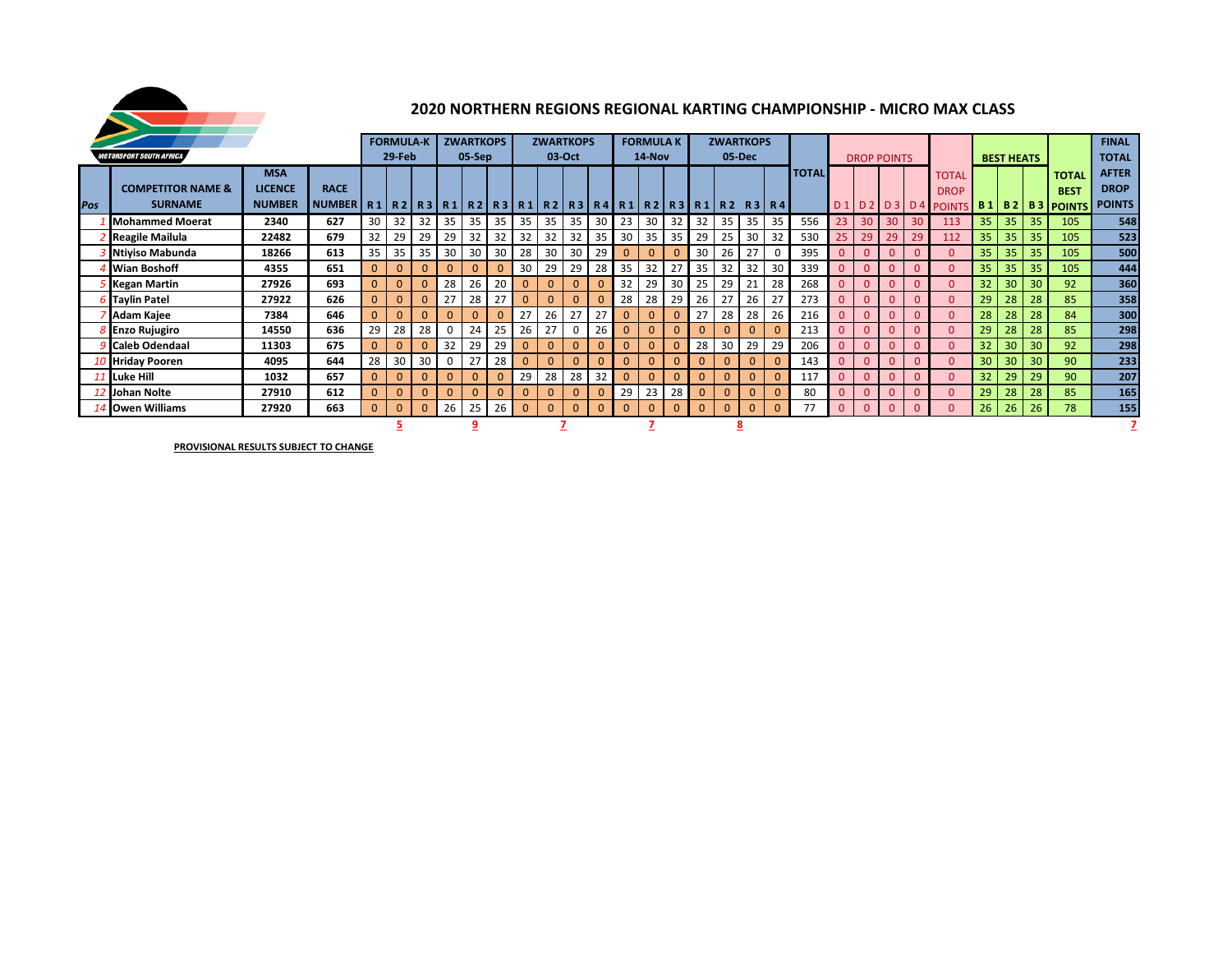## 2020 NORTHERN REGIONS REGIONAL KARTING CHAMPIONSHIP - MICRO MAX CLASS

MOTORSPORT SOUTH AFRICA

| Pos | COMPETITOR NAME & SURNAME | MSA LICENCE NUMBER | RACE NUMBER | FORMULA-K 29-Feb R1 | R2 | R3 | ZWARTKOPS 05-Sep R1 | R2 | R3 | ZWARTKOPS 03-Oct R1 | R2 | R3 | R4 | FORMULA K 14-Nov R1 | R2 | R3 | ZWARTKOPS 05-Dec R1 | R2 | R3 | R4 | TOTAL | DROP POINTS D1 | D2 | D3 | D4 | TOTAL DROP POINTS | BEST HEATS B1 | B2 | B3 | TOTAL BEST POINTS | FINAL TOTAL AFTER DROP POINTS |
|---|---|---|---|---|---|---|---|---|---|---|---|---|---|---|---|---|---|---|---|---|---|---|---|---|---|---|---|---|---|---|---|
| 1 | Mohammed Moerat | 2340 | 627 | 30 | 32 | 32 | 35 | 35 | 35 | 35 | 35 | 35 | 30 | 23 | 30 | 32 | 32 | 35 | 35 | 35 | 556 | 23 | 30 | 30 | 30 | 113 | 35 | 35 | 35 | 105 | 548 |
| 2 | Reagile Mailula | 22482 | 679 | 32 | 29 | 29 | 29 | 32 | 32 | 32 | 32 | 32 | 35 | 30 | 35 | 35 | 29 | 25 | 30 | 32 | 530 | 25 | 29 | 29 | 29 | 112 | 35 | 35 | 35 | 105 | 523 |
| 3 | Ntiyiso Mabunda | 18266 | 613 | 35 | 35 | 35 | 30 | 30 | 30 | 28 | 30 | 30 | 29 | 0 | 0 | 0 | 30 | 26 | 27 | 0 | 395 | 0 | 0 | 0 | 0 | 0 | 35 | 35 | 35 | 105 | 500 |
| 4 | Wian Boshoff | 4355 | 651 | 0 | 0 | 0 | 0 | 0 | 0 | 30 | 29 | 29 | 28 | 35 | 32 | 27 | 35 | 32 | 32 | 30 | 339 | 0 | 0 | 0 | 0 | 0 | 35 | 35 | 35 | 105 | 444 |
| 5 | Kegan Martin | 27926 | 693 | 0 | 0 | 0 | 28 | 26 | 20 | 0 | 0 | 0 | 0 | 32 | 29 | 30 | 25 | 29 | 21 | 28 | 268 | 0 | 0 | 0 | 0 | 0 | 32 | 30 | 30 | 92 | 360 |
| 6 | Taylin Patel | 27922 | 626 | 0 | 0 | 0 | 27 | 28 | 27 | 0 | 0 | 0 | 0 | 28 | 28 | 29 | 26 | 27 | 26 | 27 | 273 | 0 | 0 | 0 | 0 | 0 | 29 | 28 | 28 | 85 | 358 |
| 7 | Adam Kajee | 7384 | 646 | 0 | 0 | 0 | 0 | 0 | 0 | 27 | 26 | 27 | 27 | 0 | 0 | 0 | 27 | 28 | 28 | 26 | 216 | 0 | 0 | 0 | 0 | 0 | 28 | 28 | 28 | 84 | 300 |
| 8 | Enzo Rujugiro | 14550 | 636 | 29 | 28 | 28 | 0 | 24 | 25 | 26 | 27 | 0 | 26 | 0 | 0 | 0 | 0 | 0 | 0 | 0 | 213 | 0 | 0 | 0 | 0 | 0 | 29 | 28 | 28 | 85 | 298 |
| 9 | Caleb Odendaal | 11303 | 675 | 0 | 0 | 0 | 32 | 29 | 29 | 0 | 0 | 0 | 0 | 0 | 0 | 0 | 28 | 30 | 29 | 29 | 206 | 0 | 0 | 0 | 0 | 0 | 32 | 30 | 30 | 92 | 298 |
| 10 | Hriday Pooren | 4095 | 644 | 28 | 30 | 30 | 0 | 27 | 28 | 0 | 0 | 0 | 0 | 0 | 0 | 0 | 0 | 0 | 0 | 0 | 143 | 0 | 0 | 0 | 0 | 0 | 30 | 30 | 30 | 90 | 233 |
| 11 | Luke Hill | 1032 | 657 | 0 | 0 | 0 | 0 | 0 | 0 | 29 | 28 | 28 | 32 | 0 | 0 | 0 | 0 | 0 | 0 | 0 | 117 | 0 | 0 | 0 | 0 | 0 | 32 | 29 | 29 | 90 | 207 |
| 12 | Johan Nolte | 27910 | 612 | 0 | 0 | 0 | 0 | 0 | 0 | 0 | 0 | 0 | 0 | 29 | 23 | 28 | 0 | 0 | 0 | 0 | 80 | 0 | 0 | 0 | 0 | 0 | 29 | 28 | 28 | 85 | 165 |
| 14 | Owen Williams | 27920 | 663 | 0 | 0 | 0 | 26 | 25 | 26 | 0 | 0 | 0 | 0 | 0 | 0 | 0 | 0 | 0 | 0 | 0 | 77 | 0 | 0 | 0 | 0 | 0 | 26 | 26 | 26 | 78 | 155 |
| | | | | | 5 | | | 9 | | | 7 | | | | 7 | | | 8 | | | | | | | | | | | | | 7 |

**PROVISIONAL RESULTS SUBJECT TO CHANGE**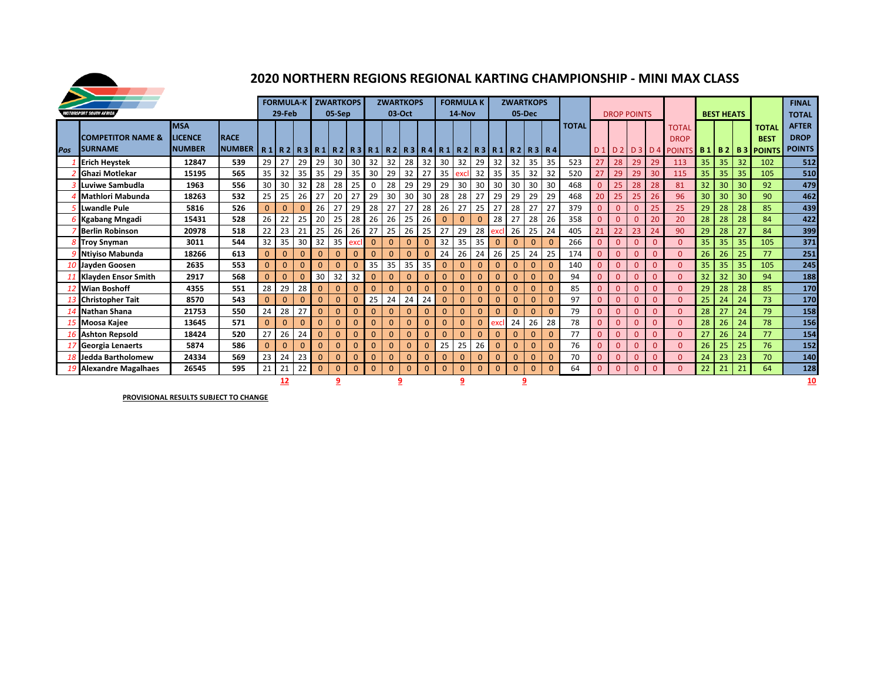# 2020 NORTHERN REGIONS REGIONAL KARTING CHAMPIONSHIP - MINI MAX CLASS

| Pos | COMPETITOR NAME & SURNAME | MSA LICENCE NUMBER | RACE NUMBER | FORMULA-K 29-Feb R 1 | R 2 | R 3 | ZWARTKOPS 05-Sep R 1 | R 2 | R 3 | ZWARTKOPS 03-Oct R 1 | R 2 | R 3 | R 4 | FORMULA K 14-Nov R 1 | R 2 | R 3 | ZWARTKOPS 05-Dec R 1 | R 2 | R 3 | R 4 | TOTAL | DROP POINTS D 1 | D 2 | D 3 | D 4 | TOTAL DROP POINTS | BEST HEATS B 1 | B 2 | B 3 | TOTAL BEST POINTS | FINAL TOTAL AFTER DROP POINTS |
|---|---|---|---|---|---|---|---|---|---|---|---|---|---|---|---|---|---|---|---|---|---|---|---|---|---|---|---|---|---|---|---|
| 1 | Erich Heystek | 12847 | 539 | 29 | 27 | 29 | 29 | 30 | 30 | 32 | 32 | 28 | 32 | 30 | 32 | 29 | 32 | 32 | 35 | 35 | 523 | 27 | 28 | 29 | 29 | 113 | 35 | 35 | 32 | 102 | 512 |
| 2 | Ghazi Motlekar | 15195 | 565 | 35 | 32 | 35 | 35 | 29 | 35 | 30 | 29 | 32 | 27 | 35 | excl | 32 | 35 | 35 | 32 | 32 | 520 | 27 | 29 | 29 | 30 | 115 | 35 | 35 | 35 | 105 | 510 |
| 3 | Luviwe Sambudla | 1963 | 556 | 30 | 30 | 32 | 28 | 28 | 25 | 0 | 28 | 29 | 29 | 29 | 30 | 30 | 30 | 30 | 30 | 30 | 468 | 0 | 25 | 28 | 28 | 81 | 32 | 30 | 30 | 92 | 479 |
| 4 | Mathlori Mabunda | 18263 | 532 | 25 | 25 | 26 | 27 | 20 | 27 | 29 | 30 | 30 | 30 | 28 | 28 | 27 | 29 | 29 | 29 | 29 | 468 | 20 | 25 | 25 | 26 | 96 | 30 | 30 | 30 | 90 | 462 |
| 5 | Lwandle Pule | 5816 | 526 | 0 | 0 | 0 | 26 | 27 | 29 | 28 | 27 | 27 | 28 | 26 | 27 | 25 | 27 | 28 | 27 | 27 | 379 | 0 | 0 | 0 | 25 | 25 | 29 | 28 | 28 | 85 | 439 |
| 6 | Kgabang Mngadi | 15431 | 528 | 26 | 22 | 25 | 20 | 25 | 28 | 26 | 26 | 25 | 26 | 0 | 0 | 0 | 28 | 27 | 28 | 26 | 358 | 0 | 0 | 0 | 20 | 20 | 28 | 28 | 28 | 84 | 422 |
| 7 | Berlin Robinson | 20978 | 518 | 22 | 23 | 21 | 25 | 26 | 26 | 27 | 25 | 26 | 25 | 27 | 29 | 28 | excl | 26 | 25 | 24 | 405 | 21 | 22 | 23 | 24 | 90 | 29 | 28 | 27 | 84 | 399 |
| 8 | Troy Snyman | 3011 | 544 | 32 | 35 | 30 | 32 | 35 | excl | 0 | 0 | 0 | 0 | 32 | 35 | 35 | 0 | 0 | 0 | 0 | 266 | 0 | 0 | 0 | 0 | 0 | 35 | 35 | 35 | 105 | 371 |
| 9 | Ntiyiso Mabunda | 18266 | 613 | 0 | 0 | 0 | 0 | 0 | 0 | 0 | 0 | 0 | 0 | 24 | 26 | 24 | 26 | 25 | 24 | 25 | 174 | 0 | 0 | 0 | 0 | 0 | 26 | 26 | 25 | 77 | 251 |
| 10 | Jayden Goosen | 2635 | 553 | 0 | 0 | 0 | 0 | 0 | 0 | 35 | 35 | 35 | 35 | 0 | 0 | 0 | 0 | 0 | 0 | 0 | 140 | 0 | 0 | 0 | 0 | 0 | 35 | 35 | 35 | 105 | 245 |
| 11 | Klayden Ensor Smith | 2917 | 568 | 0 | 0 | 0 | 30 | 32 | 32 | 0 | 0 | 0 | 0 | 0 | 0 | 0 | 0 | 0 | 0 | 0 | 94 | 0 | 0 | 0 | 0 | 0 | 32 | 32 | 30 | 94 | 188 |
| 12 | Wian Boshoff | 4355 | 551 | 28 | 29 | 28 | 0 | 0 | 0 | 0 | 0 | 0 | 0 | 0 | 0 | 0 | 0 | 0 | 0 | 0 | 85 | 0 | 0 | 0 | 0 | 0 | 29 | 28 | 28 | 85 | 170 |
| 13 | Christopher Tait | 8570 | 543 | 0 | 0 | 0 | 0 | 0 | 0 | 25 | 24 | 24 | 24 | 0 | 0 | 0 | 0 | 0 | 0 | 0 | 97 | 0 | 0 | 0 | 0 | 0 | 25 | 24 | 24 | 73 | 170 |
| 14 | Nathan Shana | 21753 | 550 | 24 | 28 | 27 | 0 | 0 | 0 | 0 | 0 | 0 | 0 | 0 | 0 | 0 | 0 | 0 | 0 | 0 | 79 | 0 | 0 | 0 | 0 | 0 | 28 | 27 | 24 | 79 | 158 |
| 15 | Moosa Kajee | 13645 | 571 | 0 | 0 | 0 | 0 | 0 | 0 | 0 | 0 | 0 | 0 | 0 | 0 | 0 | excl | 24 | 26 | 28 | 78 | 0 | 0 | 0 | 0 | 0 | 28 | 26 | 24 | 78 | 156 |
| 16 | Ashton Repsold | 18424 | 520 | 27 | 26 | 24 | 0 | 0 | 0 | 0 | 0 | 0 | 0 | 0 | 0 | 0 | 0 | 0 | 0 | 0 | 77 | 0 | 0 | 0 | 0 | 0 | 27 | 26 | 24 | 77 | 154 |
| 17 | Georgia Lenaerts | 5874 | 586 | 0 | 0 | 0 | 0 | 0 | 0 | 0 | 0 | 0 | 0 | 25 | 25 | 26 | 0 | 0 | 0 | 0 | 76 | 0 | 0 | 0 | 0 | 0 | 26 | 25 | 25 | 76 | 152 |
| 18 | Jedda Bartholomew | 24334 | 569 | 23 | 24 | 23 | 0 | 0 | 0 | 0 | 0 | 0 | 0 | 0 | 0 | 0 | 0 | 0 | 0 | 0 | 70 | 0 | 0 | 0 | 0 | 0 | 24 | 23 | 23 | 70 | 140 |
| 19 | Alexandre Magalhaes | 26545 | 595 | 21 | 21 | 22 | 0 | 0 | 0 | 0 | 0 | 0 | 0 | 0 | 0 | 0 | 0 | 0 | 0 | 0 | 64 | 0 | 0 | 0 | 0 | 0 | 22 | 21 | 21 | 64 | 128 |
| | | | | | 12 | | | 9 | | | 9 | | | | 9 | | | 9 | | | | | | | | | | | | | 10 |

**PROVISIONAL RESULTS SUBJECT TO CHANGE**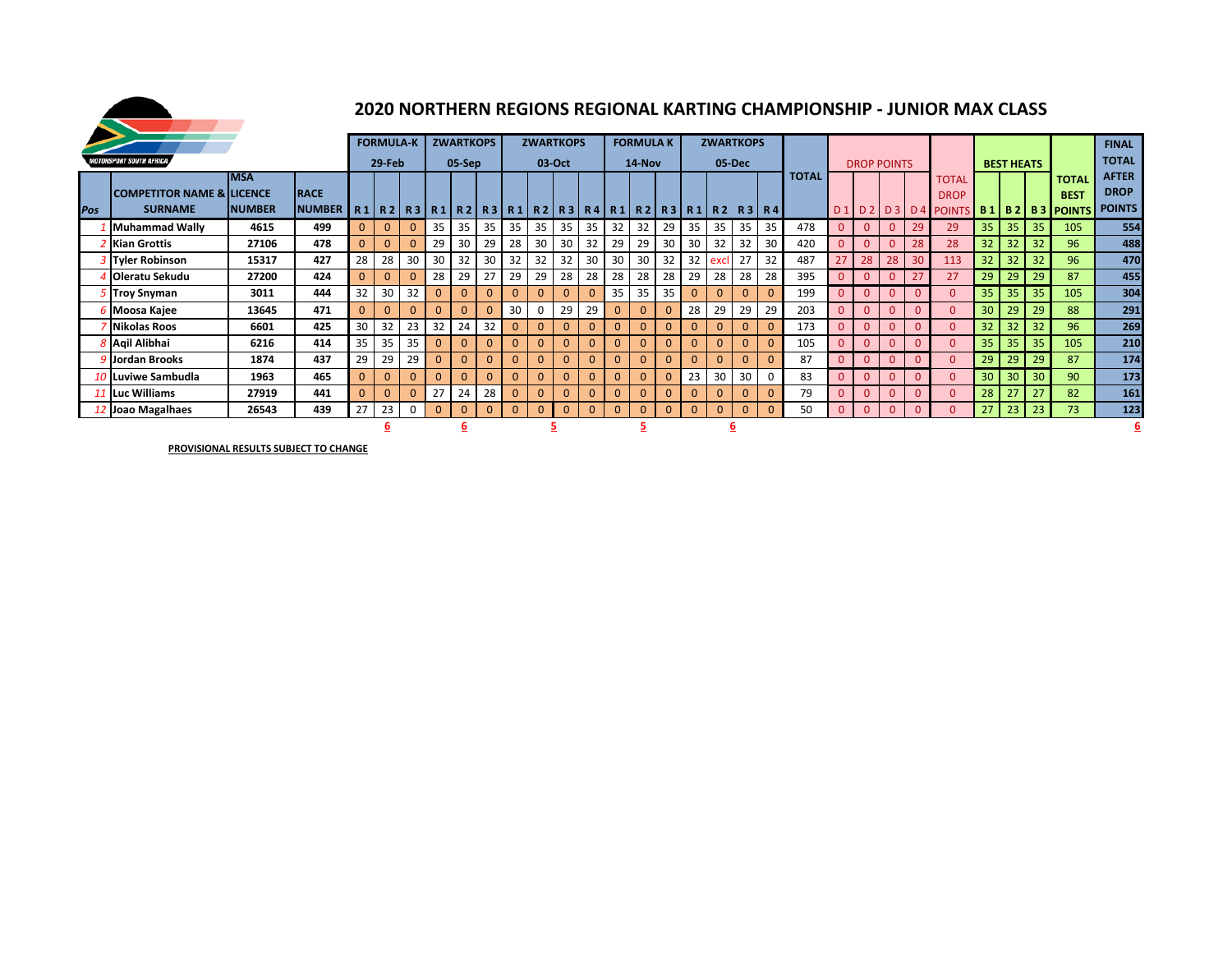# 2020 NORTHERN REGIONS REGIONAL KARTING CHAMPIONSHIP - JUNIOR MAX CLASS

| | | | | FORMULA-K 29-Feb | | | ZWARTKOPS 05-Sep | | | ZWARTKOPS 03-Oct | | | | FORMULA K 14-Nov | | | ZWARTKOPS 05-Dec | | | | | DROP POINTS | | | | | BEST HEATS | | | | FINAL TOTAL |
|---|---|---|---|---|---|---|---|---|---|---|---|---|---|---|---|---|---|---|---|---|---|---|---|---|---|---|---|---|---|---|---|
| Pos | COMPETITOR NAME & SURNAME | MSA LICENCE NUMBER | RACE NUMBER | R 1 | R 2 | R 3 | R 1 | R 2 | R 3 | R 1 | R 2 | R 3 | R 4 | R 1 | R 2 | R 3 | R 1 | R 2 | R 3 | R 4 | TOTAL | D 1 | D 2 | D 3 | D 4 | TOTAL DROP POINTS | B 1 | B 2 | B 3 | TOTAL BEST POINTS | AFTER DROP POINTS |
| 1 | Muhammad Wally | 4615 | 499 | 0 | 0 | 0 | 35 | 35 | 35 | 35 | 35 | 35 | 35 | 32 | 32 | 29 | 35 | 35 | 35 | 35 | 478 | 0 | 0 | 0 | 29 | 29 | 35 | 35 | 35 | 105 | 554 |
| 2 | Kian Grottis | 27106 | 478 | 0 | 0 | 0 | 29 | 30 | 29 | 28 | 30 | 30 | 32 | 29 | 29 | 30 | 30 | 32 | 32 | 30 | 420 | 0 | 0 | 0 | 28 | 28 | 32 | 32 | 32 | 96 | 488 |
| 3 | Tyler Robinson | 15317 | 427 | 28 | 28 | 30 | 30 | 32 | 30 | 32 | 32 | 32 | 30 | 30 | 30 | 32 | 32 | excl | 27 | 32 | 487 | 27 | 28 | 28 | 30 | 113 | 32 | 32 | 32 | 96 | 470 |
| 4 | Oleratu Sekudu | 27200 | 424 | 0 | 0 | 0 | 28 | 29 | 27 | 29 | 29 | 28 | 28 | 28 | 28 | 28 | 29 | 28 | 28 | 28 | 395 | 0 | 0 | 0 | 27 | 27 | 29 | 29 | 29 | 87 | 455 |
| 5 | Troy Snyman | 3011 | 444 | 32 | 30 | 32 | 0 | 0 | 0 | 0 | 0 | 0 | 0 | 35 | 35 | 35 | 0 | 0 | 0 | 0 | 199 | 0 | 0 | 0 | 0 | 0 | 35 | 35 | 35 | 105 | 304 |
| 6 | Moosa Kajee | 13645 | 471 | 0 | 0 | 0 | 0 | 0 | 0 | 30 | 0 | 29 | 29 | 0 | 0 | 0 | 28 | 29 | 29 | 29 | 203 | 0 | 0 | 0 | 0 | 0 | 30 | 29 | 29 | 88 | 291 |
| 7 | Nikolas Roos | 6601 | 425 | 30 | 32 | 23 | 32 | 24 | 32 | 0 | 0 | 0 | 0 | 0 | 0 | 0 | 0 | 0 | 0 | 0 | 173 | 0 | 0 | 0 | 0 | 0 | 32 | 32 | 32 | 96 | 269 |
| 8 | Aqil Alibhai | 6216 | 414 | 35 | 35 | 35 | 0 | 0 | 0 | 0 | 0 | 0 | 0 | 0 | 0 | 0 | 0 | 0 | 0 | 0 | 105 | 0 | 0 | 0 | 0 | 0 | 35 | 35 | 35 | 105 | 210 |
| 9 | Jordan Brooks | 1874 | 437 | 29 | 29 | 29 | 0 | 0 | 0 | 0 | 0 | 0 | 0 | 0 | 0 | 0 | 0 | 0 | 0 | 0 | 87 | 0 | 0 | 0 | 0 | 0 | 29 | 29 | 29 | 87 | 174 |
| 10 | Luviwe Sambudla | 1963 | 465 | 0 | 0 | 0 | 0 | 0 | 0 | 0 | 0 | 0 | 0 | 0 | 0 | 0 | 23 | 30 | 30 | 0 | 83 | 0 | 0 | 0 | 0 | 0 | 30 | 30 | 30 | 90 | 173 |
| 11 | Luc Williams | 27919 | 441 | 0 | 0 | 0 | 27 | 24 | 28 | 0 | 0 | 0 | 0 | 0 | 0 | 0 | 0 | 0 | 0 | 0 | 79 | 0 | 0 | 0 | 0 | 0 | 28 | 27 | 27 | 82 | 161 |
| 12 | Joao Magalhaes | 26543 | 439 | 27 | 23 | 0 | 0 | 0 | 0 | 0 | 0 | 0 | 0 | 0 | 0 | 0 | 0 | 0 | 0 | 0 | 50 | 0 | 0 | 0 | 0 | 0 | 27 | 23 | 23 | 73 | 123 |
| | | | | | 6 | | | 6 | | | 5 | | | | 5 | | | 6 | | | | | | | | | | | | | 6 |

**PROVISIONAL RESULTS SUBJECT TO CHANGE**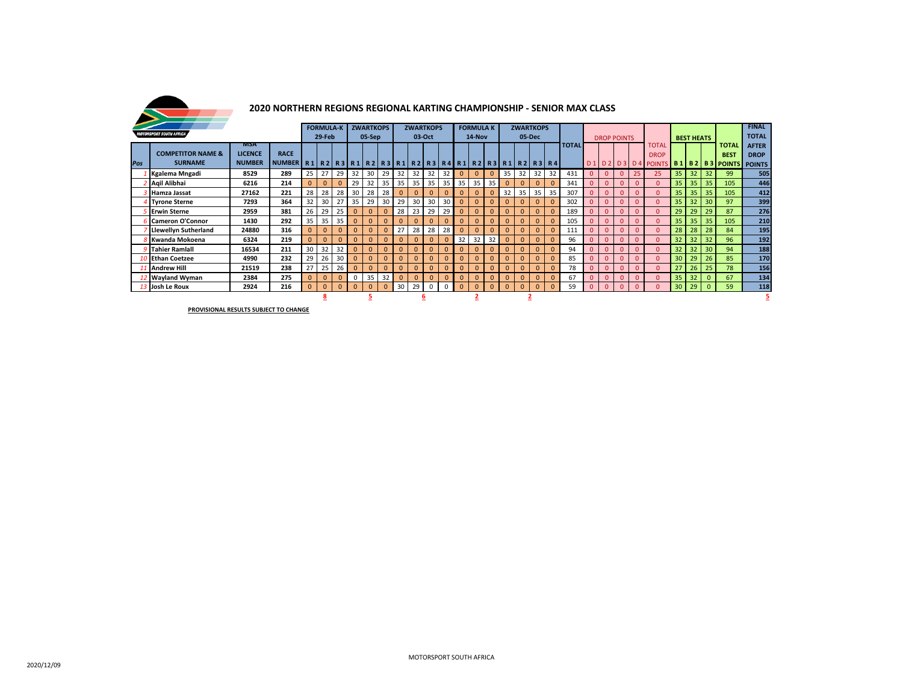# 2020 NORTHERN REGIONS REGIONAL KARTING CHAMPIONSHIP - SENIOR MAX CLASS

| Pos | COMPETITOR NAME & SURNAME | MSA LICENCE NUMBER | RACE NUMBER | FORMULA-K 29-Feb R1 | R2 | R3 | ZWARTKOPS 05-Sep R1 | R2 | R3 | ZWARTKOPS 03-Oct R1 | R2 | R3 | R4 | FORMULA K 14-Nov R1 | R2 | R3 | ZWARTKOPS 05-Dec R1 | R2 | R3 | R4 | TOTAL | DROP POINTS D1 | D2 | D3 | D4 | TOTAL DROP POINTS | BEST HEATS B1 | B2 | B3 | TOTAL BEST POINTS | FINAL TOTAL AFTER DROP POINTS |
|---|---|---|---|---|---|---|---|---|---|---|---|---|---|---|---|---|---|---|---|---|---|---|---|---|---|---|---|---|---|---|---|
| 1 | Kgalema Mngadi | 8529 | 289 | 25 | 27 | 29 | 32 | 30 | 29 | 32 | 32 | 32 | 32 | 0 | 0 | 0 | 35 | 32 | 32 | 32 | 431 | 0 | 0 | 0 | 25 | 25 | 35 | 32 | 32 | 99 | 505 |
| 2 | Aqil Alibhai | 6216 | 214 | 0 | 0 | 0 | 29 | 32 | 35 | 35 | 35 | 35 | 35 | 35 | 35 | 35 | 0 | 0 | 0 | 0 | 341 | 0 | 0 | 0 | 0 | 0 | 35 | 35 | 35 | 105 | 446 |
| 3 | Hamza Jassat | 27162 | 221 | 28 | 28 | 28 | 30 | 28 | 28 | 0 | 0 | 0 | 0 | 0 | 0 | 0 | 32 | 35 | 35 | 35 | 307 | 0 | 0 | 0 | 0 | 0 | 35 | 35 | 35 | 105 | 412 |
| 4 | Tyrone Sterne | 7293 | 364 | 32 | 30 | 27 | 35 | 29 | 30 | 29 | 30 | 30 | 30 | 0 | 0 | 0 | 0 | 0 | 0 | 0 | 302 | 0 | 0 | 0 | 0 | 0 | 35 | 32 | 30 | 97 | 399 |
| 5 | Erwin Sterne | 2959 | 381 | 26 | 29 | 25 | 0 | 0 | 0 | 28 | 23 | 29 | 29 | 0 | 0 | 0 | 0 | 0 | 0 | 0 | 189 | 0 | 0 | 0 | 0 | 0 | 29 | 29 | 29 | 87 | 276 |
| 6 | Cameron O'Connor | 1430 | 292 | 35 | 35 | 35 | 0 | 0 | 0 | 0 | 0 | 0 | 0 | 0 | 0 | 0 | 0 | 0 | 0 | 0 | 105 | 0 | 0 | 0 | 0 | 0 | 35 | 35 | 35 | 105 | 210 |
| 7 | Llewellyn Sutherland | 24880 | 316 | 0 | 0 | 0 | 0 | 0 | 0 | 27 | 28 | 28 | 28 | 0 | 0 | 0 | 0 | 0 | 0 | 0 | 111 | 0 | 0 | 0 | 0 | 0 | 28 | 28 | 28 | 84 | 195 |
| 8 | Kwanda Mokoena | 6324 | 219 | 0 | 0 | 0 | 0 | 0 | 0 | 0 | 0 | 0 | 0 | 32 | 32 | 32 | 0 | 0 | 0 | 0 | 96 | 0 | 0 | 0 | 0 | 0 | 32 | 32 | 32 | 96 | 192 |
| 9 | Tahier Ramlall | 16534 | 211 | 30 | 32 | 32 | 0 | 0 | 0 | 0 | 0 | 0 | 0 | 0 | 0 | 0 | 0 | 0 | 0 | 0 | 94 | 0 | 0 | 0 | 0 | 0 | 32 | 32 | 30 | 94 | 188 |
| 10 | Ethan Coetzee | 4990 | 232 | 29 | 26 | 30 | 0 | 0 | 0 | 0 | 0 | 0 | 0 | 0 | 0 | 0 | 0 | 0 | 0 | 0 | 85 | 0 | 0 | 0 | 0 | 0 | 30 | 29 | 26 | 85 | 170 |
| 11 | Andrew Hill | 21519 | 238 | 27 | 25 | 26 | 0 | 0 | 0 | 0 | 0 | 0 | 0 | 0 | 0 | 0 | 0 | 0 | 0 | 0 | 78 | 0 | 0 | 0 | 0 | 0 | 27 | 26 | 25 | 78 | 156 |
| 12 | Wayland Wyman | 2384 | 275 | 0 | 0 | 0 | 0 | 35 | 32 | 0 | 0 | 0 | 0 | 0 | 0 | 0 | 0 | 0 | 0 | 0 | 67 | 0 | 0 | 0 | 0 | 0 | 35 | 32 | 0 | 67 | 134 |
| 13 | Josh Le Roux | 2924 | 216 | 0 | 0 | 0 | 0 | 0 | 0 | 30 | 29 | 0 | 0 | 0 | 0 | 0 | 0 | 0 | 0 | 0 | 59 | 0 | 0 | 0 | 0 | 0 | 30 | 29 | 0 | 59 | 118 |
| | | | | | 8 | | | 5 | | | 6 | | | | 2 | | | 2 | | | | | | | | | | | | | 5 |

**PROVISIONAL RESULTS SUBJECT TO CHANGE**

2020/12/09

MOTORSPORT SOUTH AFRICA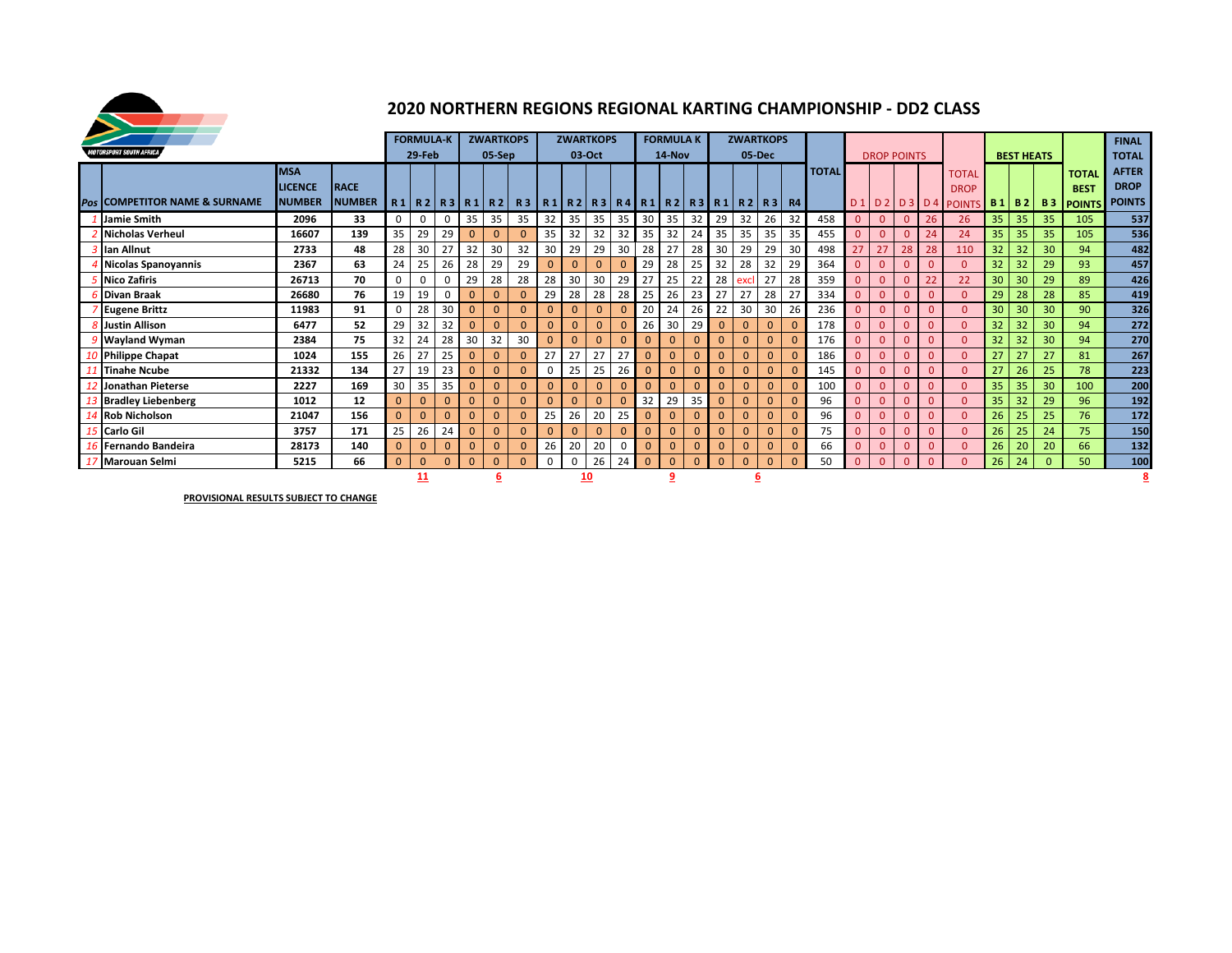# 2020 NORTHERN REGIONS REGIONAL KARTING CHAMPIONSHIP - DD2 CLASS

MOTORSPORT SOUTH AFRICA

| | | | | FORMULA-K 29-Feb | | | ZWARTKOPS 05-Sep | | | ZWARTKOPS 03-Oct | | | | FORMULA K 14-Nov | | | ZWARTKOPS 05-Dec | | | | | DROP POINTS | | | | | BEST HEATS | | | | FINAL TOTAL |
|---|---|---|---|---|---|---|---|---|---|---|---|---|---|---|---|---|---|---|---|---|---|---|---|---|---|---|---|---|---|---|---|
| Pos | COMPETITOR NAME & SURNAME | MSA LICENCE NUMBER | RACE NUMBER | R 1 | R 2 | R 3 | R 1 | R 2 | R 3 | R 1 | R 2 | R 3 | R 4 | R 1 | R 2 | R 3 | R 1 | R 2 | R 3 | R4 | TOTAL | D 1 | D 2 | D 3 | D 4 | TOTAL DROP POINTS | B 1 | B 2 | B 3 | TOTAL BEST POINTS | AFTER DROP POINTS |
| 1 | Jamie Smith | 2096 | 33 | 0 | 0 | 0 | 35 | 35 | 35 | 32 | 35 | 35 | 35 | 30 | 35 | 32 | 29 | 32 | 26 | 32 | 458 | 0 | 0 | 0 | 26 | 26 | 35 | 35 | 35 | 105 | 537 |
| 2 | Nicholas Verheul | 16607 | 139 | 35 | 29 | 29 | 0 | 0 | 0 | 35 | 32 | 32 | 32 | 35 | 32 | 24 | 35 | 35 | 35 | 35 | 455 | 0 | 0 | 0 | 24 | 24 | 35 | 35 | 35 | 105 | 536 |
| 3 | Ian Allnut | 2733 | 48 | 28 | 30 | 27 | 32 | 30 | 32 | 30 | 29 | 29 | 30 | 28 | 27 | 28 | 30 | 29 | 29 | 30 | 498 | 27 | 27 | 28 | 28 | 110 | 32 | 32 | 30 | 94 | 482 |
| 4 | Nicolas Spanoyannis | 2367 | 63 | 24 | 25 | 26 | 28 | 29 | 29 | 0 | 0 | 0 | 0 | 29 | 28 | 25 | 32 | 28 | 32 | 29 | 364 | 0 | 0 | 0 | 0 | 0 | 32 | 32 | 29 | 93 | 457 |
| 5 | Nico Zafiris | 26713 | 70 | 0 | 0 | 0 | 29 | 28 | 28 | 28 | 30 | 30 | 29 | 27 | 25 | 22 | 28 | excl | 27 | 28 | 359 | 0 | 0 | 0 | 22 | 22 | 30 | 30 | 29 | 89 | 426 |
| 6 | Divan Braak | 26680 | 76 | 19 | 19 | 0 | 0 | 0 | 0 | 29 | 28 | 28 | 28 | 25 | 26 | 23 | 27 | 27 | 28 | 27 | 334 | 0 | 0 | 0 | 0 | 0 | 29 | 28 | 28 | 85 | 419 |
| 7 | Eugene Brittz | 11983 | 91 | 0 | 28 | 30 | 0 | 0 | 0 | 0 | 0 | 0 | 0 | 20 | 24 | 26 | 22 | 30 | 30 | 26 | 236 | 0 | 0 | 0 | 0 | 0 | 30 | 30 | 30 | 90 | 326 |
| 8 | Justin Allison | 6477 | 52 | 29 | 32 | 32 | 0 | 0 | 0 | 0 | 0 | 0 | 0 | 26 | 30 | 29 | 0 | 0 | 0 | 0 | 178 | 0 | 0 | 0 | 0 | 0 | 32 | 32 | 30 | 94 | 272 |
| 9 | Wayland Wyman | 2384 | 75 | 32 | 24 | 28 | 30 | 32 | 30 | 0 | 0 | 0 | 0 | 0 | 0 | 0 | 0 | 0 | 0 | 0 | 176 | 0 | 0 | 0 | 0 | 0 | 32 | 32 | 30 | 94 | 270 |
| 10 | Philippe Chapat | 1024 | 155 | 26 | 27 | 25 | 0 | 0 | 0 | 27 | 27 | 27 | 27 | 0 | 0 | 0 | 0 | 0 | 0 | 0 | 186 | 0 | 0 | 0 | 0 | 0 | 27 | 27 | 27 | 81 | 267 |
| 11 | Tinahe Ncube | 21332 | 134 | 27 | 19 | 23 | 0 | 0 | 0 | 0 | 25 | 25 | 26 | 0 | 0 | 0 | 0 | 0 | 0 | 0 | 145 | 0 | 0 | 0 | 0 | 0 | 27 | 26 | 25 | 78 | 223 |
| 12 | Jonathan Pieterse | 2227 | 169 | 30 | 35 | 35 | 0 | 0 | 0 | 0 | 0 | 0 | 0 | 0 | 0 | 0 | 0 | 0 | 0 | 0 | 100 | 0 | 0 | 0 | 0 | 0 | 35 | 35 | 30 | 100 | 200 |
| 13 | Bradley Liebenberg | 1012 | 12 | 0 | 0 | 0 | 0 | 0 | 0 | 0 | 0 | 0 | 0 | 32 | 29 | 35 | 0 | 0 | 0 | 0 | 96 | 0 | 0 | 0 | 0 | 0 | 35 | 32 | 29 | 96 | 192 |
| 14 | Rob Nicholson | 21047 | 156 | 0 | 0 | 0 | 0 | 0 | 0 | 25 | 26 | 20 | 25 | 0 | 0 | 0 | 0 | 0 | 0 | 0 | 96 | 0 | 0 | 0 | 0 | 0 | 26 | 25 | 25 | 76 | 172 |
| 15 | Carlo Gil | 3757 | 171 | 25 | 26 | 24 | 0 | 0 | 0 | 0 | 0 | 0 | 0 | 0 | 0 | 0 | 0 | 0 | 0 | 0 | 75 | 0 | 0 | 0 | 0 | 0 | 26 | 25 | 24 | 75 | 150 |
| 16 | Fernando Bandeira | 28173 | 140 | 0 | 0 | 0 | 0 | 0 | 0 | 26 | 20 | 20 | 0 | 0 | 0 | 0 | 0 | 0 | 0 | 0 | 66 | 0 | 0 | 0 | 0 | 0 | 26 | 20 | 20 | 66 | 132 |
| 17 | Marouan Selmi | 5215 | 66 | 0 | 0 | 0 | 0 | 0 | 0 | 0 | 0 | 26 | 24 | 0 | 0 | 0 | 0 | 0 | 0 | 0 | 50 | 0 | 0 | 0 | 0 | 0 | 26 | 24 | 0 | 50 | 100 |
| | | | | | 11 | | | 6 | | | 10 | | | | 9 | | | 6 | | | | | | | | | | | | | 8 |

**PROVISIONAL RESULTS SUBJECT TO CHANGE**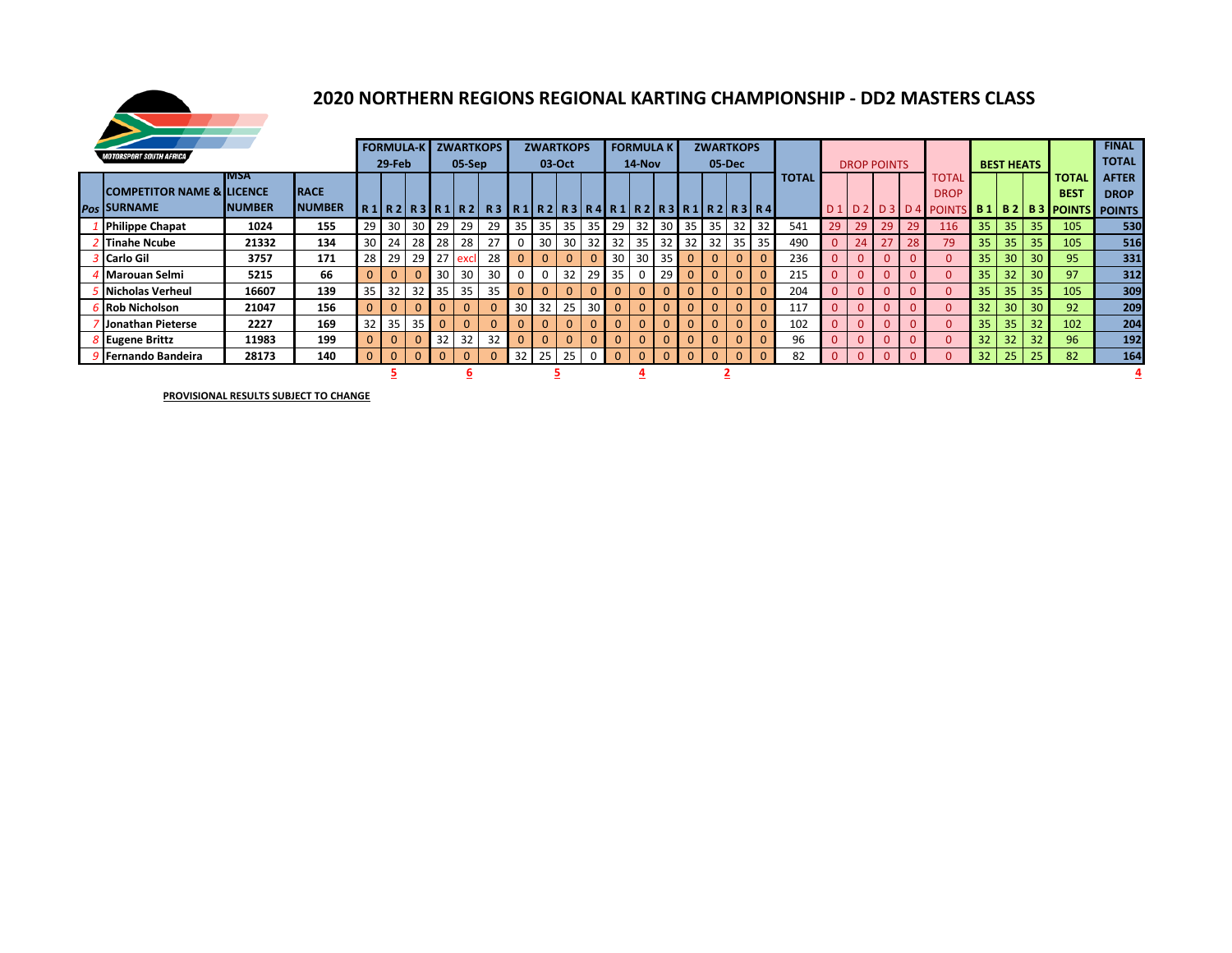# 2020 NORTHERN REGIONS REGIONAL KARTING CHAMPIONSHIP - DD2 MASTERS CLASS

MOTORSPORT SOUTH AFRICA

| | | | | FORMULA-K 29-Feb | | | ZWARTKOPS 05-Sep | | | ZWARTKOPS 03-Oct | | | | FORMULA K 14-Nov | | | ZWARTKOPS 05-Dec | | | | TOTAL | DROP POINTS | | | | TOTAL DROP POINTS | BEST HEATS | | | TOTAL BEST POINTS | FINAL TOTAL AFTER DROP POINTS |
|---|---|---|---|---|---|---|---|---|---|---|---|---|---|---|---|---|---|---|---|---|---|---|---|---|---|---|---|---|---|---|---|
| Pos | COMPETITOR NAME & SURNAME | MSA LICENCE NUMBER | RACE NUMBER | R 1 | R 2 | R 3 | R 1 | R 2 | R 3 | R 1 | R 2 | R 3 | R 4 | R 1 | R 2 | R 3 | R 1 | R 2 | R 3 | R 4 | | D 1 | D 2 | D 3 | D 4 | | B 1 | B 2 | B 3 | | |
| 1 | Philippe Chapat | 1024 | 155 | 29 | 30 | 30 | 29 | 29 | 29 | 35 | 35 | 35 | 35 | 29 | 32 | 30 | 35 | 35 | 32 | 32 | 541 | 29 | 29 | 29 | 29 | 116 | 35 | 35 | 35 | 105 | 530 |
| 2 | Tinahe Ncube | 21332 | 134 | 30 | 24 | 28 | 28 | 28 | 27 | 0 | 30 | 30 | 32 | 32 | 35 | 32 | 32 | 32 | 35 | 35 | 490 | 0 | 24 | 27 | 28 | 79 | 35 | 35 | 35 | 105 | 516 |
| 3 | Carlo Gil | 3757 | 171 | 28 | 29 | 29 | 27 | excl | 28 | 0 | 0 | 0 | 0 | 30 | 30 | 35 | 0 | 0 | 0 | 0 | 236 | 0 | 0 | 0 | 0 | 0 | 35 | 30 | 30 | 95 | 331 |
| 4 | Marouan Selmi | 5215 | 66 | 0 | 0 | 0 | 30 | 30 | 30 | 0 | 0 | 32 | 29 | 35 | 0 | 29 | 0 | 0 | 0 | 0 | 215 | 0 | 0 | 0 | 0 | 0 | 35 | 32 | 30 | 97 | 312 |
| 5 | Nicholas Verheul | 16607 | 139 | 35 | 32 | 32 | 35 | 35 | 35 | 0 | 0 | 0 | 0 | 0 | 0 | 0 | 0 | 0 | 0 | 0 | 204 | 0 | 0 | 0 | 0 | 0 | 35 | 35 | 35 | 105 | 309 |
| 6 | Rob Nicholson | 21047 | 156 | 0 | 0 | 0 | 0 | 0 | 0 | 30 | 32 | 25 | 30 | 0 | 0 | 0 | 0 | 0 | 0 | 0 | 117 | 0 | 0 | 0 | 0 | 0 | 32 | 30 | 30 | 92 | 209 |
| 7 | Jonathan Pieterse | 2227 | 169 | 32 | 35 | 35 | 0 | 0 | 0 | 0 | 0 | 0 | 0 | 0 | 0 | 0 | 0 | 0 | 0 | 0 | 102 | 0 | 0 | 0 | 0 | 0 | 35 | 35 | 32 | 102 | 204 |
| 8 | Eugene Brittz | 11983 | 199 | 0 | 0 | 0 | 32 | 32 | 32 | 0 | 0 | 0 | 0 | 0 | 0 | 0 | 0 | 0 | 0 | 0 | 96 | 0 | 0 | 0 | 0 | 0 | 32 | 32 | 32 | 96 | 192 |
| 9 | Fernando Bandeira | 28173 | 140 | 0 | 0 | 0 | 0 | 0 | 0 | 32 | 25 | 25 | 0 | 0 | 0 | 0 | 0 | 0 | 0 | 0 | 82 | 0 | 0 | 0 | 0 | 0 | 32 | 25 | 25 | 82 | 164 |
| | | | | | 5 | | | 6 | | | 5 | | | | 4 | | | 2 | | | | | | | | | | | | | 4 |

PROVISIONAL RESULTS SUBJECT TO CHANGE